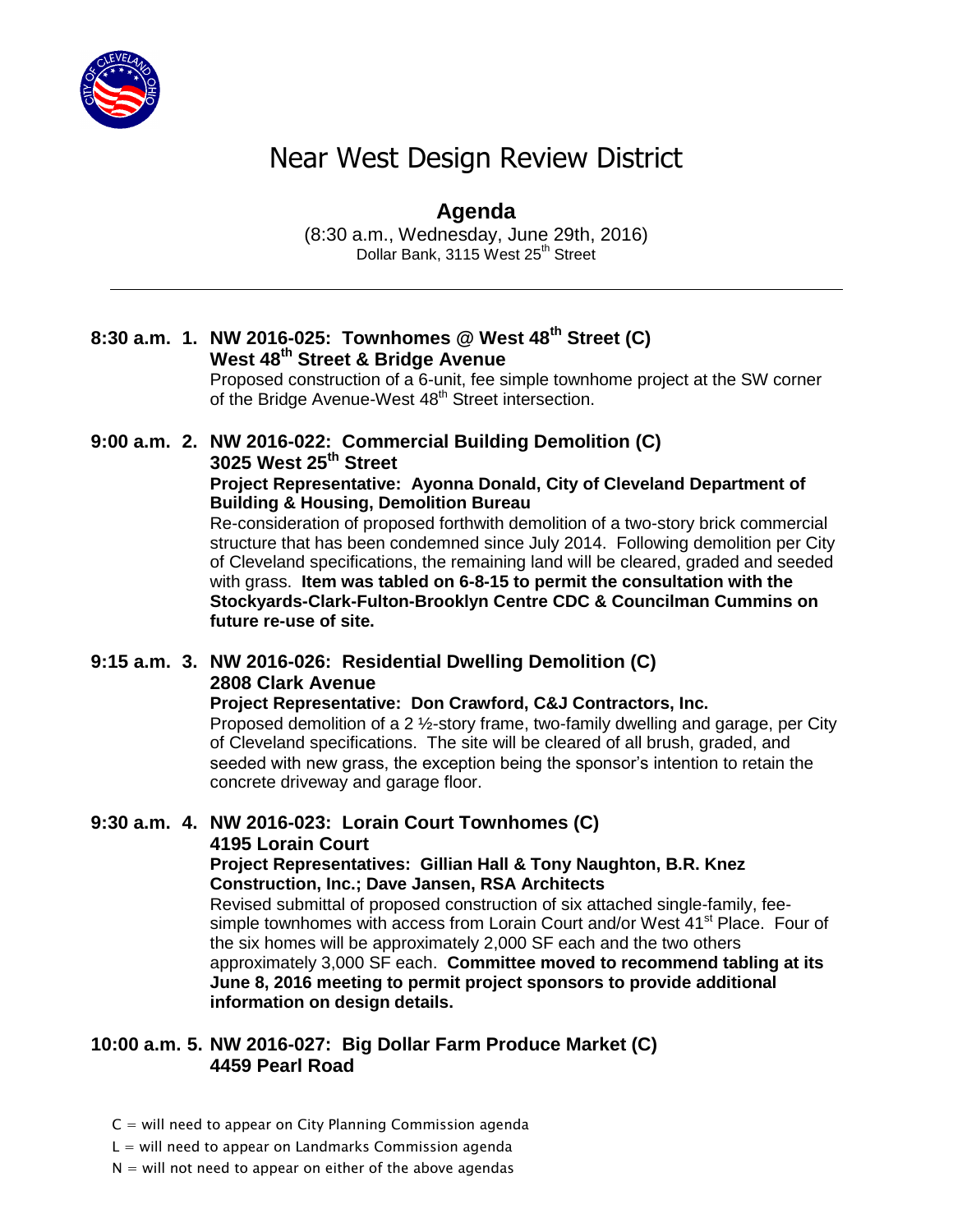# Near West Design Review District

## Agenda

(8:30 a.m., Wednesday, June 29th, 2016)
Dollar Bank, 3115 West 25th Street

---

**8:30 a.m. 1. NW 2016-025: Townhomes @ West 48th Street (C)**
**West 48th Street & Bridge Avenue**
Proposed construction of a 6-unit, fee simple townhome project at the SW corner of the Bridge Avenue-West 48th Street intersection.

**9:00 a.m. 2. NW 2016-022: Commercial Building Demolition (C)**
**3025 West 25th Street**
**Project Representative: Ayonna Donald, City of Cleveland Department of Building & Housing, Demolition Bureau**
Re-consideration of proposed forthwith demolition of a two-story brick commercial structure that has been condemned since July 2014. Following demolition per City of Cleveland specifications, the remaining land will be cleared, graded and seeded with grass. **Item was tabled on 6-8-15 to permit the consultation with the Stockyards-Clark-Fulton-Brooklyn Centre CDC & Councilman Cummins on future re-use of site.**

**9:15 a.m. 3. NW 2016-026: Residential Dwelling Demolition (C)**
**2808 Clark Avenue**
**Project Representative: Don Crawford, C&J Contractors, Inc.**
Proposed demolition of a 2 ½-story frame, two-family dwelling and garage, per City of Cleveland specifications. The site will be cleared of all brush, graded, and seeded with new grass, the exception being the sponsor's intention to retain the concrete driveway and garage floor.

**9:30 a.m. 4. NW 2016-023: Lorain Court Townhomes (C)**
**4195 Lorain Court**
**Project Representatives: Gillian Hall & Tony Naughton, B.R. Knez Construction, Inc.; Dave Jansen, RSA Architects**
Revised submittal of proposed construction of six attached single-family, fee-simple townhomes with access from Lorain Court and/or West 41st Place. Four of the six homes will be approximately 2,000 SF each and the two others approximately 3,000 SF each. **Committee moved to recommend tabling at its June 8, 2016 meeting to permit project sponsors to provide additional information on design details.**

**10:00 a.m. 5. NW 2016-027: Big Dollar Farm Produce Market (C)**
**4459 Pearl Road**

C = will need to appear on City Planning Commission agenda
L = will need to appear on Landmarks Commission agenda
N = will not need to appear on either of the above agendas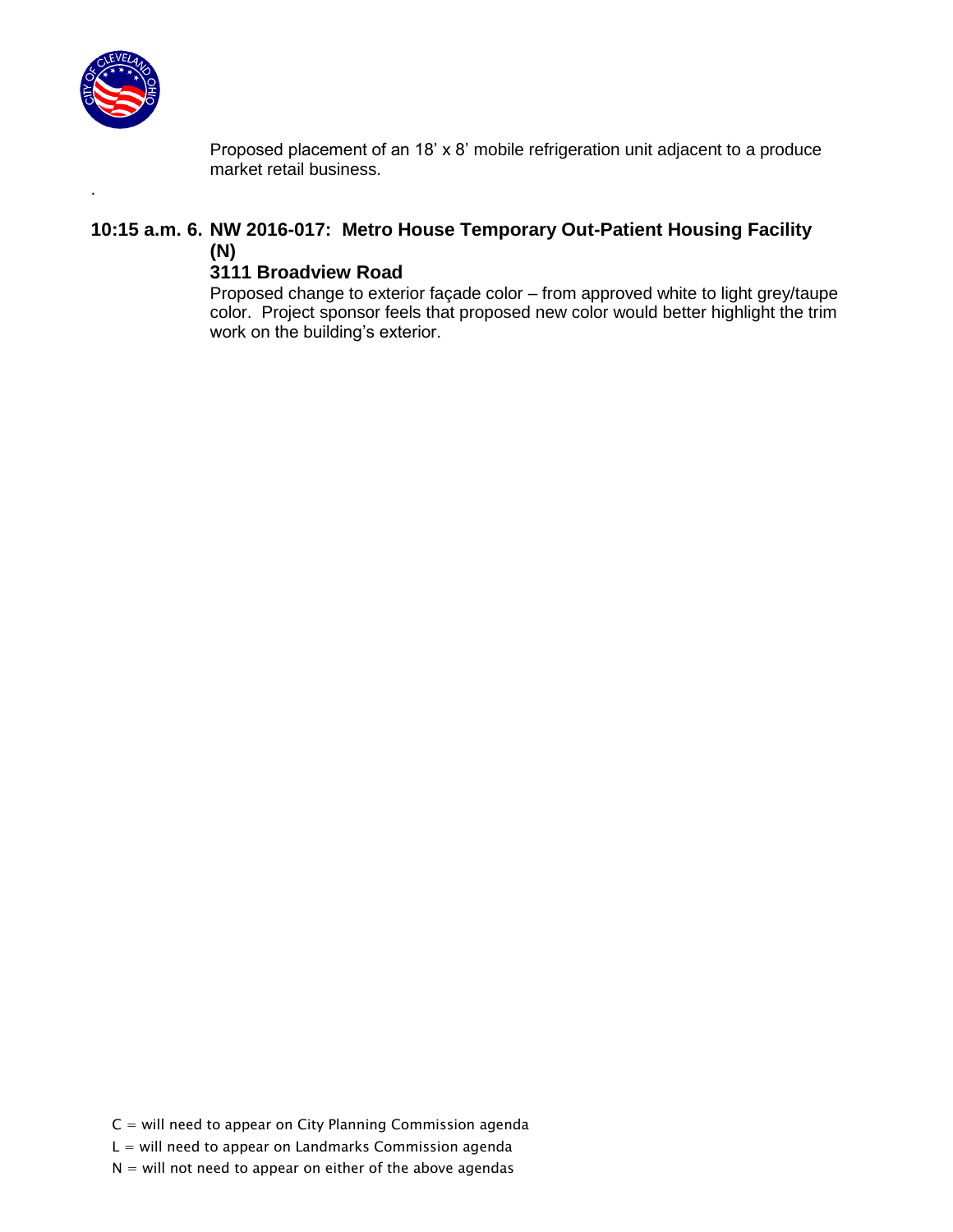Proposed placement of an 18' x 8' mobile refrigeration unit adjacent to a produce market retail business.

.

**10:15 a.m. 6. NW 2016-017: Metro House Temporary Out-Patient Housing Facility (N)**

**3111 Broadview Road**

Proposed change to exterior façade color – from approved white to light grey/taupe color. Project sponsor feels that proposed new color would better highlight the trim work on the building's exterior.

C = will need to appear on City Planning Commission agenda

L = will need to appear on Landmarks Commission agenda

N = will not need to appear on either of the above agendas